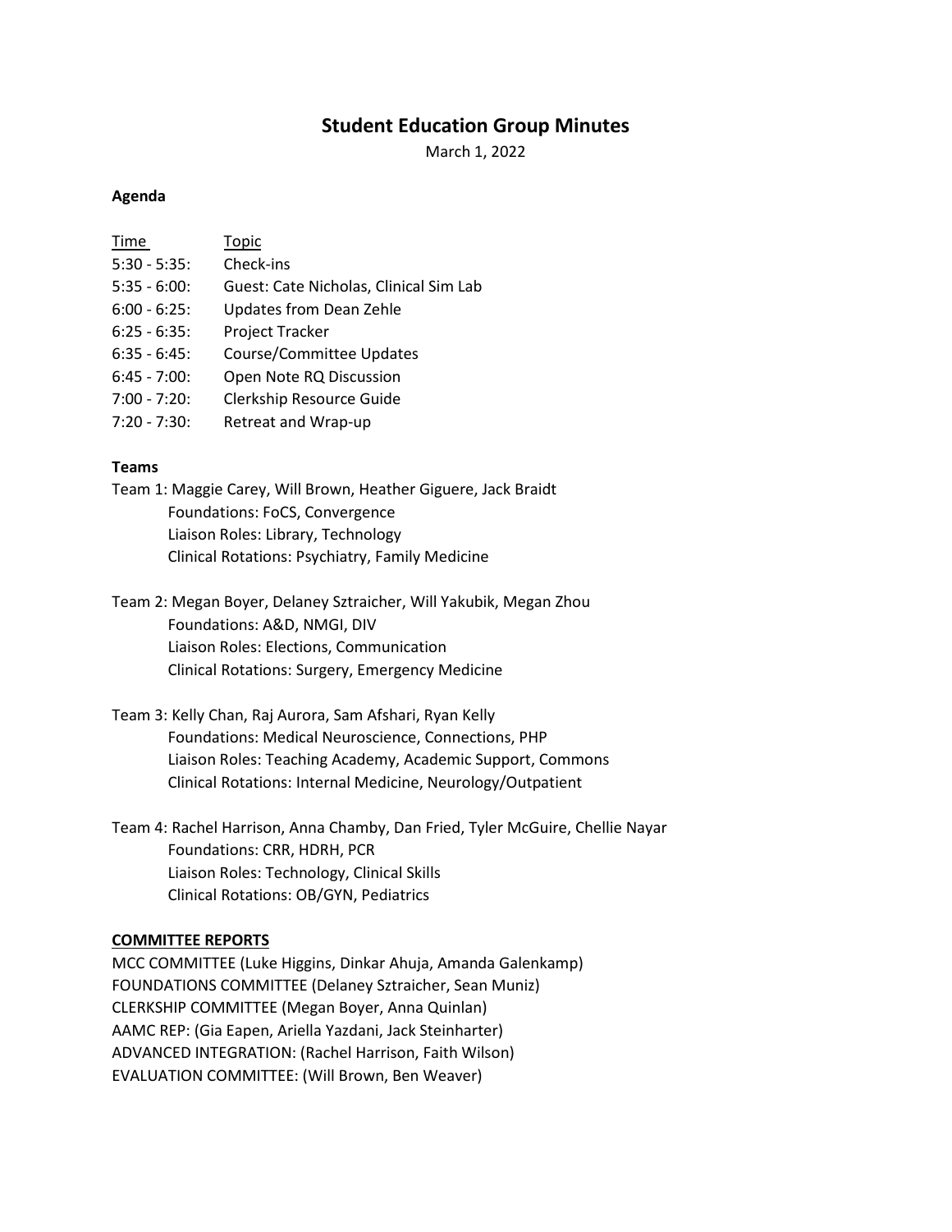# Student Education Group Minutes

March 1, 2022

**Agenda**

| Time | Topic |
|---|---|
| 5:30 - 5:35: | Check-ins |
| 5:35 - 6:00: | Guest: Cate Nicholas, Clinical Sim Lab |
| 6:00 - 6:25: | Updates from Dean Zehle |
| 6:25 - 6:35: | Project Tracker |
| 6:35 - 6:45: | Course/Committee Updates |
| 6:45 - 7:00: | Open Note RQ Discussion |
| 7:00 - 7:20: | Clerkship Resource Guide |
| 7:20 - 7:30: | Retreat and Wrap-up |

**Teams**

Team 1: Maggie Carey, Will Brown, Heather Giguere, Jack Braidt
- Foundations: FoCS, Convergence
- Liaison Roles: Library, Technology
- Clinical Rotations: Psychiatry, Family Medicine

Team 2: Megan Boyer, Delaney Sztraicher, Will Yakubik, Megan Zhou
- Foundations: A&D, NMGI, DIV
- Liaison Roles: Elections, Communication
- Clinical Rotations: Surgery, Emergency Medicine

Team 3: Kelly Chan, Raj Aurora, Sam Afshari, Ryan Kelly
- Foundations: Medical Neuroscience, Connections, PHP
- Liaison Roles: Teaching Academy, Academic Support, Commons
- Clinical Rotations: Internal Medicine, Neurology/Outpatient

Team 4: Rachel Harrison, Anna Chamby, Dan Fried, Tyler McGuire, Chellie Nayar
- Foundations: CRR, HDRH, PCR
- Liaison Roles: Technology, Clinical Skills
- Clinical Rotations: OB/GYN, Pediatrics

**COMMITTEE REPORTS**

MCC COMMITTEE (Luke Higgins, Dinkar Ahuja, Amanda Galenkamp)
FOUNDATIONS COMMITTEE (Delaney Sztraicher, Sean Muniz)
CLERKSHIP COMMITTEE (Megan Boyer, Anna Quinlan)
AAMC REP: (Gia Eapen, Ariella Yazdani, Jack Steinharter)
ADVANCED INTEGRATION: (Rachel Harrison, Faith Wilson)
EVALUATION COMMITTEE: (Will Brown, Ben Weaver)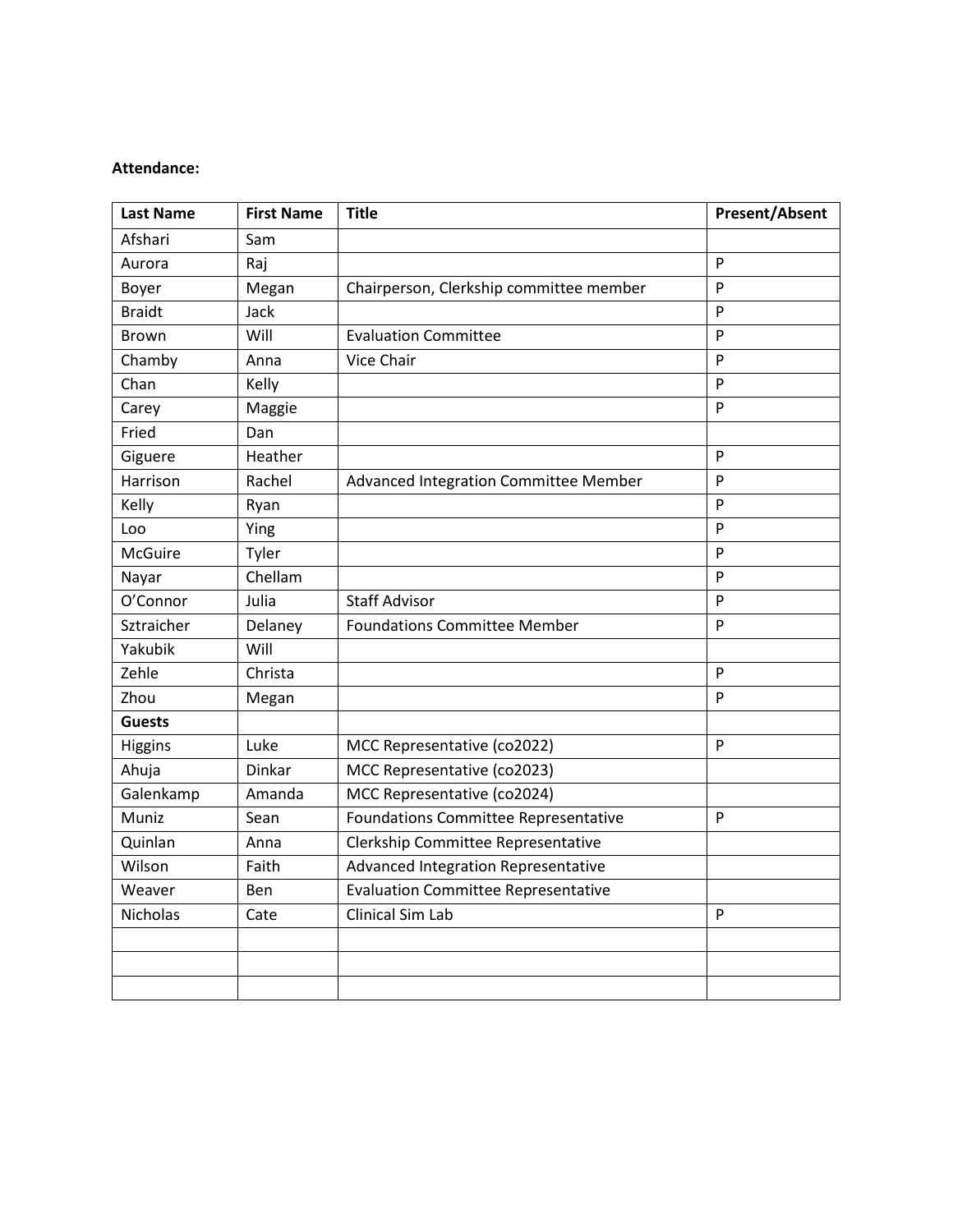**Attendance:**

| Last Name | First Name | Title | Present/Absent |
|---|---|---|---|
| Afshari | Sam | | |
| Aurora | Raj | | P |
| Boyer | Megan | Chairperson, Clerkship committee member | P |
| Braidt | Jack | | P |
| Brown | Will | Evaluation Committee | P |
| Chamby | Anna | Vice Chair | P |
| Chan | Kelly | | P |
| Carey | Maggie | | P |
| Fried | Dan | | |
| Giguere | Heather | | P |
| Harrison | Rachel | Advanced Integration Committee Member | P |
| Kelly | Ryan | | P |
| Loo | Ying | | P |
| McGuire | Tyler | | P |
| Nayar | Chellam | | P |
| O'Connor | Julia | Staff Advisor | P |
| Sztraicher | Delaney | Foundations Committee Member | P |
| Yakubik | Will | | |
| Zehle | Christa | | P |
| Zhou | Megan | | P |
| **Guests** | | | |
| Higgins | Luke | MCC Representative (co2022) | P |
| Ahuja | Dinkar | MCC Representative (co2023) | |
| Galenkamp | Amanda | MCC Representative (co2024) | |
| Muniz | Sean | Foundations Committee Representative | P |
| Quinlan | Anna | Clerkship Committee Representative | |
| Wilson | Faith | Advanced Integration Representative | |
| Weaver | Ben | Evaluation Committee Representative | |
| Nicholas | Cate | Clinical Sim Lab | P |
| | | | |
| | | | |
| | | | |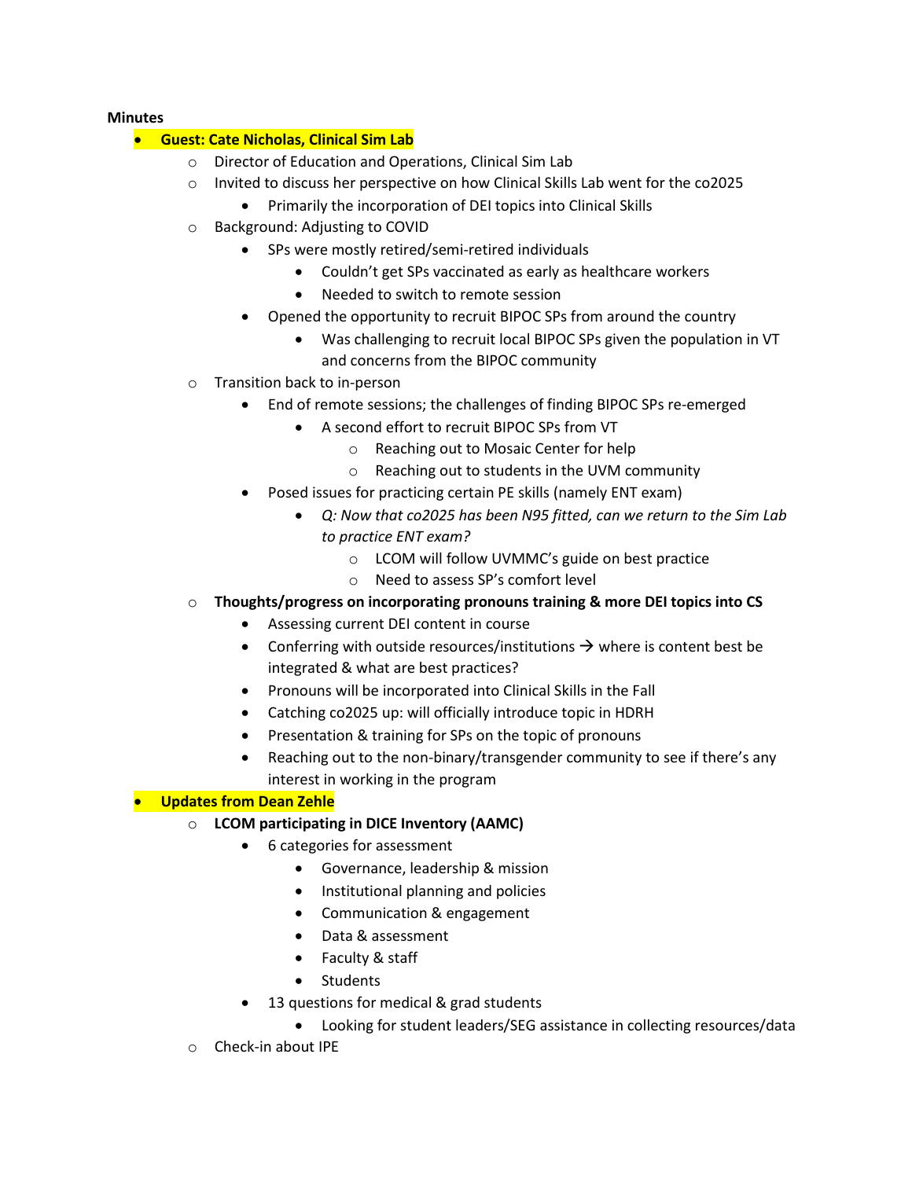**Minutes**

- **Guest: Cate Nicholas, Clinical Sim Lab**
  - Director of Education and Operations, Clinical Sim Lab
  - Invited to discuss her perspective on how Clinical Skills Lab went for the co2025
    - Primarily the incorporation of DEI topics into Clinical Skills
  - Background: Adjusting to COVID
    - SPs were mostly retired/semi-retired individuals
      - Couldn't get SPs vaccinated as early as healthcare workers
      - Needed to switch to remote session
    - Opened the opportunity to recruit BIPOC SPs from around the country
      - Was challenging to recruit local BIPOC SPs given the population in VT and concerns from the BIPOC community
  - Transition back to in-person
    - End of remote sessions; the challenges of finding BIPOC SPs re-emerged
      - A second effort to recruit BIPOC SPs from VT
        - Reaching out to Mosaic Center for help
        - Reaching out to students in the UVM community
    - Posed issues for practicing certain PE skills (namely ENT exam)
      - *Q: Now that co2025 has been N95 fitted, can we return to the Sim Lab to practice ENT exam?*
        - LCOM will follow UVMMC's guide on best practice
        - Need to assess SP's comfort level
  - **Thoughts/progress on incorporating pronouns training & more DEI topics into CS**
    - Assessing current DEI content in course
    - Conferring with outside resources/institutions → where is content best be integrated & what are best practices?
    - Pronouns will be incorporated into Clinical Skills in the Fall
    - Catching co2025 up: will officially introduce topic in HDRH
    - Presentation & training for SPs on the topic of pronouns
    - Reaching out to the non-binary/transgender community to see if there's any interest in working in the program
- **Updates from Dean Zehle**
  - **LCOM participating in DICE Inventory (AAMC)**
    - 6 categories for assessment
      - Governance, leadership & mission
      - Institutional planning and policies
      - Communication & engagement
      - Data & assessment
      - Faculty & staff
      - Students
    - 13 questions for medical & grad students
      - Looking for student leaders/SEG assistance in collecting resources/data
  - Check-in about IPE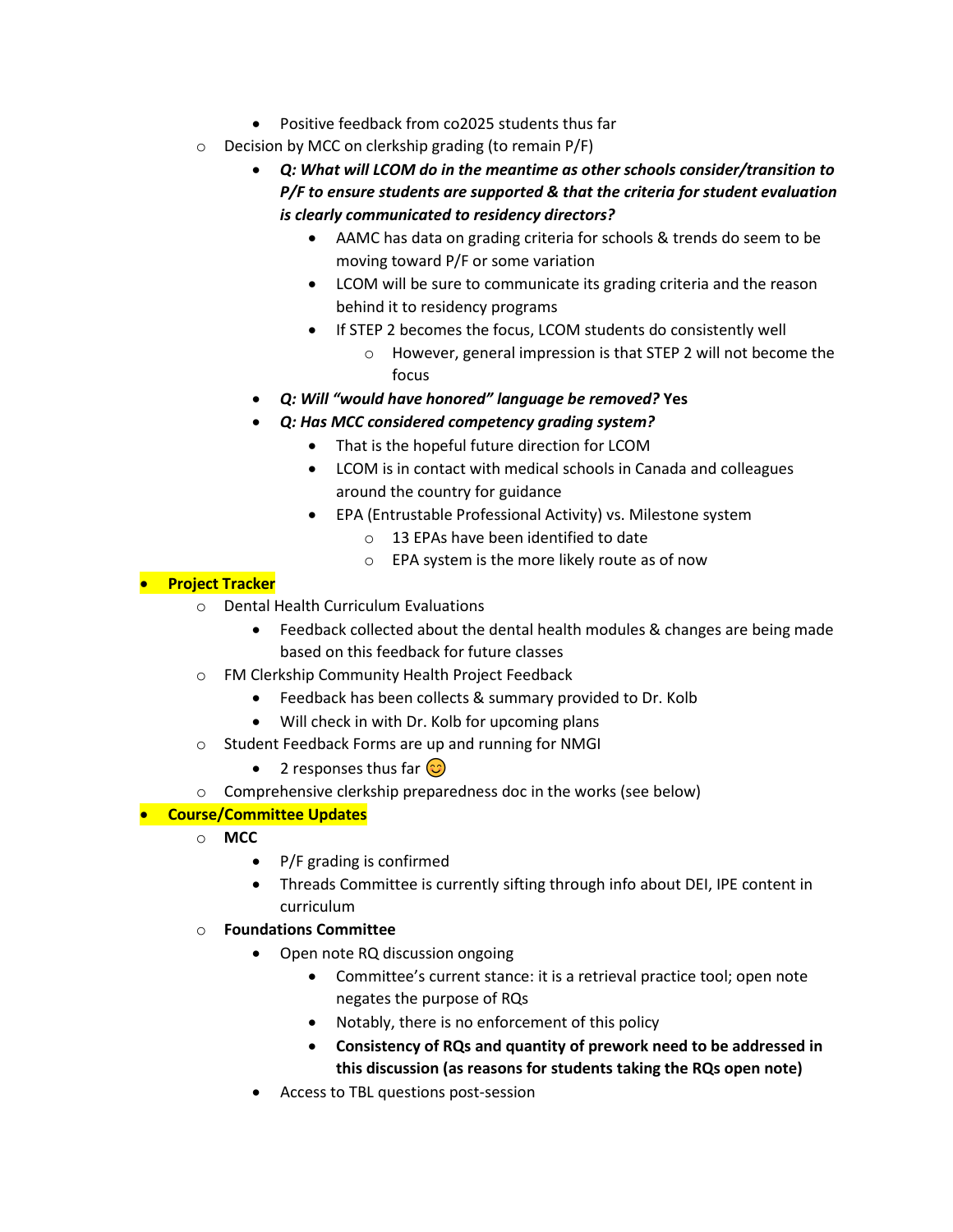- Positive feedback from co2025 students thus far
    - Decision by MCC on clerkship grading (to remain P/F)
        - ***Q: What will LCOM do in the meantime as other schools consider/transition to P/F to ensure students are supported & that the criteria for student evaluation is clearly communicated to residency directors?***
            - AAMC has data on grading criteria for schools & trends do seem to be moving toward P/F or some variation
            - LCOM will be sure to communicate its grading criteria and the reason behind it to residency programs
            - If STEP 2 becomes the focus, LCOM students do consistently well
                - However, general impression is that STEP 2 will not become the focus
        - ***Q: Will "would have honored" language be removed?*** **Yes**
        - ***Q: Has MCC considered competency grading system?***
            - That is the hopeful future direction for LCOM
            - LCOM is in contact with medical schools in Canada and colleagues around the country for guidance
            - EPA (Entrustable Professional Activity) vs. Milestone system
                - 13 EPAs have been identified to date
                - EPA system is the more likely route as of now

- **Project Tracker**
    - Dental Health Curriculum Evaluations
        - Feedback collected about the dental health modules & changes are being made based on this feedback for future classes
    - FM Clerkship Community Health Project Feedback
        - Feedback has been collects & summary provided to Dr. Kolb
        - Will check in with Dr. Kolb for upcoming plans
    - Student Feedback Forms are up and running for NMGI
        - 2 responses thus far 😊
    - Comprehensive clerkship preparedness doc in the works (see below)

- **Course/Committee Updates**
    - **MCC**
        - P/F grading is confirmed
        - Threads Committee is currently sifting through info about DEI, IPE content in curriculum
    - **Foundations Committee**
        - Open note RQ discussion ongoing
            - Committee's current stance: it is a retrieval practice tool; open note negates the purpose of RQs
            - Notably, there is no enforcement of this policy
            - **Consistency of RQs and quantity of prework need to be addressed in this discussion (as reasons for students taking the RQs open note)**
        - Access to TBL questions post-session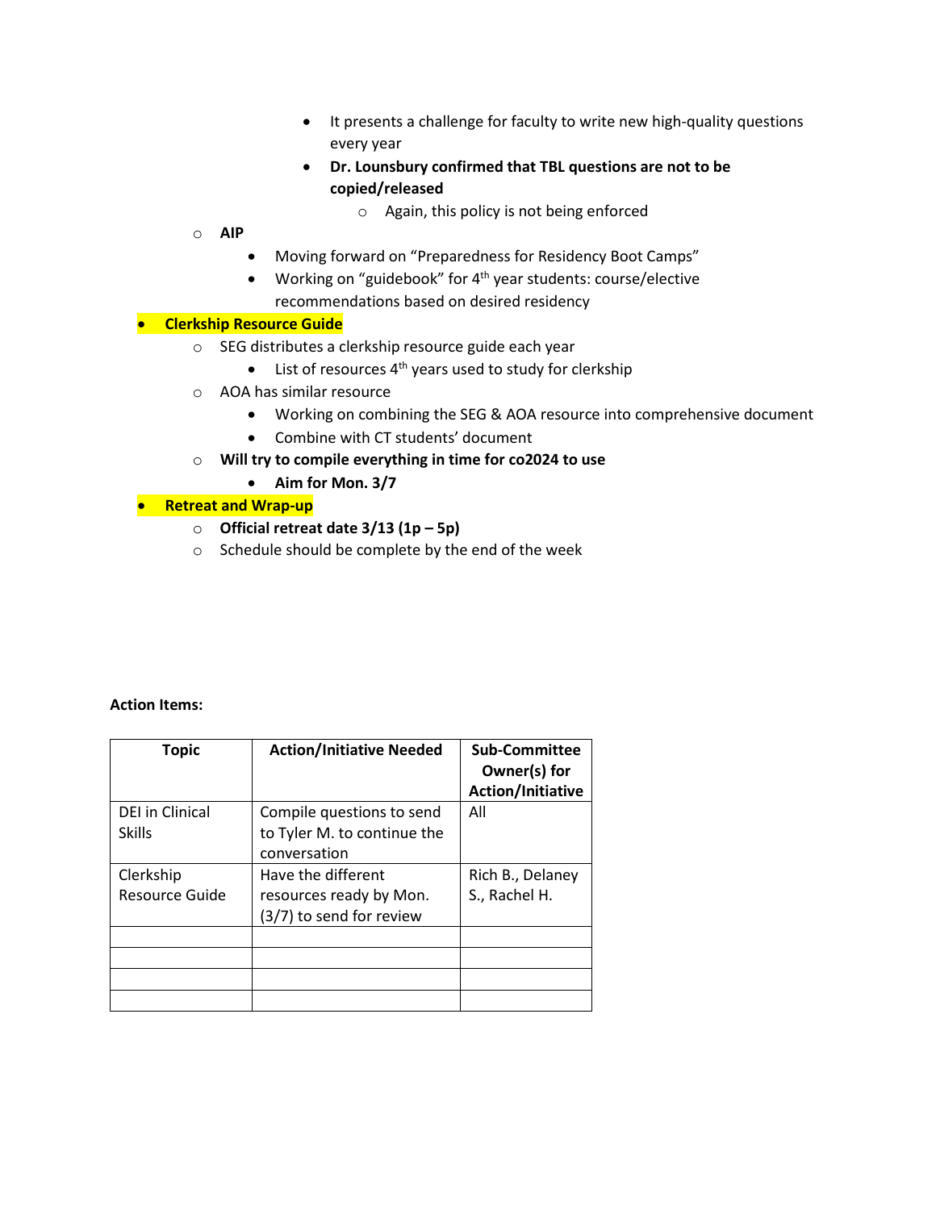- It presents a challenge for faculty to write new high-quality questions every year
    - **Dr. Lounsbury confirmed that TBL questions are not to be copied/released**
      - Again, this policy is not being enforced
  - **AIP**
    - Moving forward on “Preparedness for Residency Boot Camps”
    - Working on “guidebook” for 4th year students: course/elective recommendations based on desired residency
- **Clerkship Resource Guide**
  - SEG distributes a clerkship resource guide each year
    - List of resources 4th years used to study for clerkship
  - AOA has similar resource
    - Working on combining the SEG & AOA resource into comprehensive document
    - Combine with CT students’ document
  - **Will try to compile everything in time for co2024 to use**
    - **Aim for Mon. 3/7**
- **Retreat and Wrap-up**
  - **Official retreat date 3/13 (1p – 5p)**
  - Schedule should be complete by the end of the week

**Action Items:**

| Topic | Action/Initiative Needed | Sub-Committee Owner(s) for Action/Initiative |
|---|---|---|
| DEI in Clinical Skills | Compile questions to send to Tyler M. to continue the conversation | All |
| Clerkship Resource Guide | Have the different resources ready by Mon. (3/7) to send for review | Rich B., Delaney S., Rachel H. |
| | | |
| | | |
| | | |
| | | |